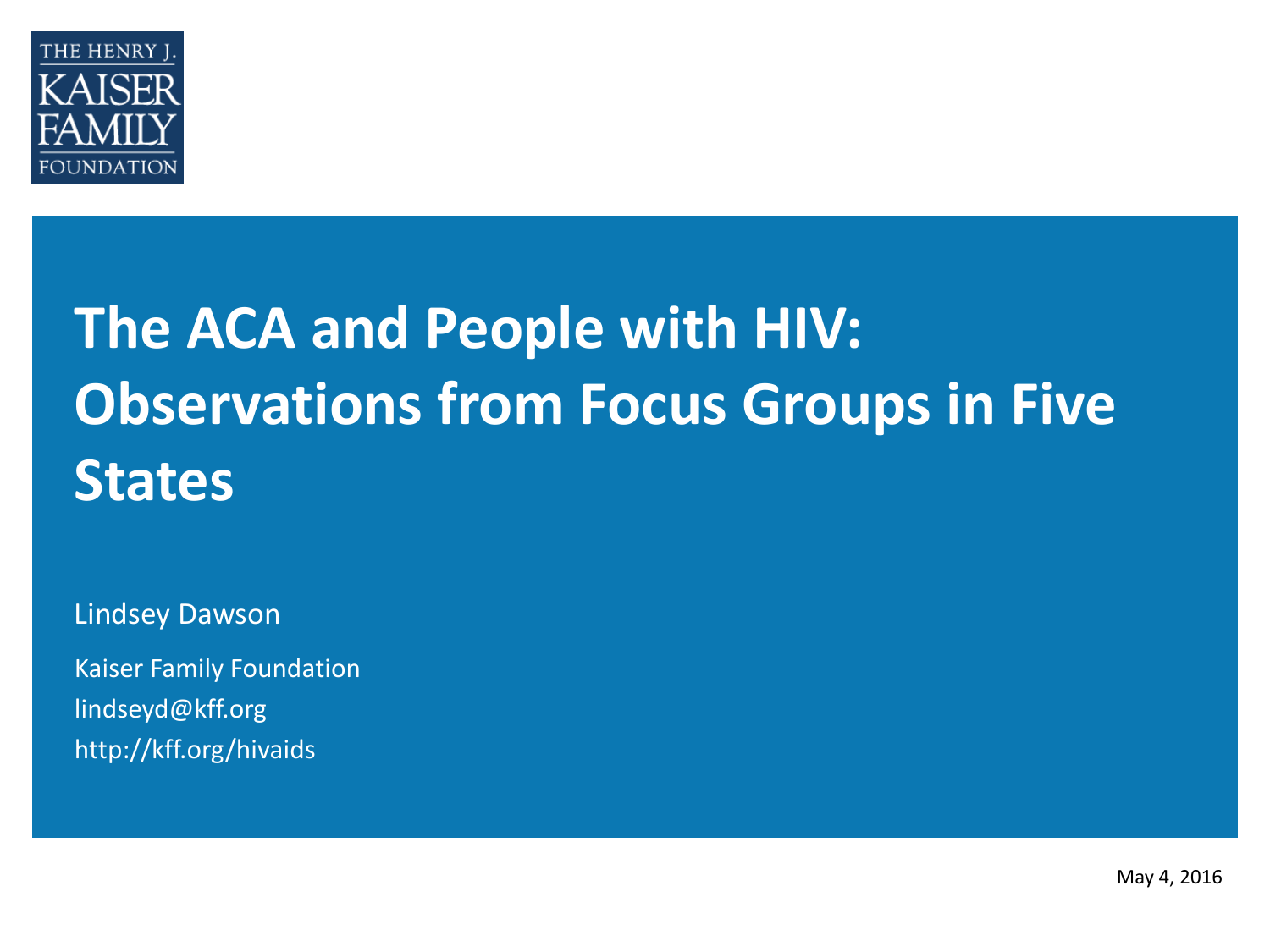THE HENRY J. KAISER FAMILY FOUNDATION

# The ACA and People with HIV: Observations from Focus Groups in Five States

Lindsey Dawson

Kaiser Family Foundation
lindseyd@kff.org
http://kff.org/hivaids

May 4, 2016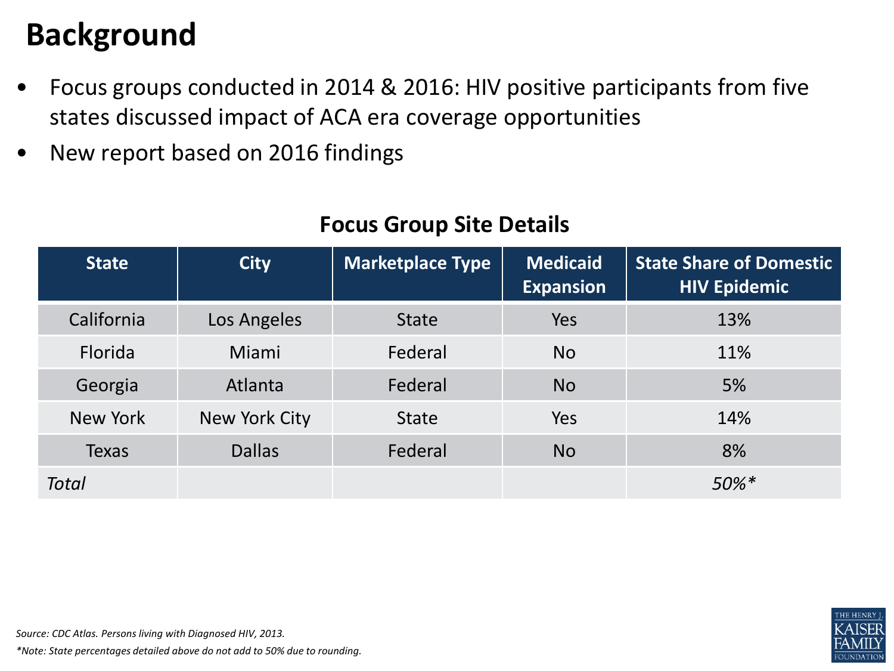# Background

- Focus groups conducted in 2014 & 2016: HIV positive participants from five states discussed impact of ACA era coverage opportunities
- New report based on 2016 findings

## Focus Group Site Details

| State | City | Marketplace Type | Medicaid Expansion | State Share of Domestic HIV Epidemic |
|---|---|---|---|---|
| California | Los Angeles | State | Yes | 13% |
| Florida | Miami | Federal | No | 11% |
| Georgia | Atlanta | Federal | No | 5% |
| New York | New York City | State | Yes | 14% |
| Texas | Dallas | Federal | No | 8% |
| *Total* | | | | *50%** |

*Source: CDC Atlas. Persons living with Diagnosed HIV, 2013.*

**Note: State percentages detailed above do not add to 50% due to rounding.*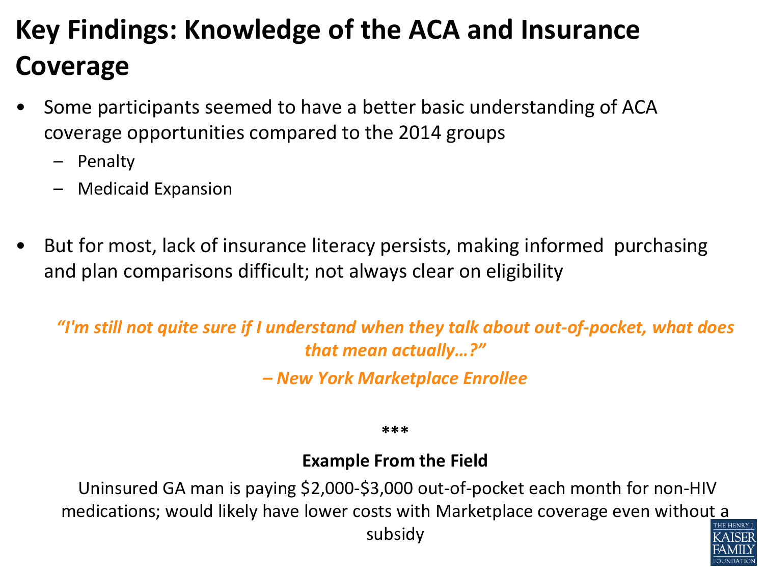# Key Findings: Knowledge of the ACA and Insurance Coverage

- Some participants seemed to have a better basic understanding of ACA coverage opportunities compared to the 2014 groups
  - Penalty
  - Medicaid Expansion

- But for most, lack of insurance literacy persists, making informed purchasing and plan comparisons difficult; not always clear on eligibility

*"I'm still not quite sure if I understand when they talk about out-of-pocket, what does that mean actually…?"*

*– New York Marketplace Enrollee*

***

**Example From the Field**

Uninsured GA man is paying $2,000-$3,000 out-of-pocket each month for non-HIV medications; would likely have lower costs with Marketplace coverage even without a subsidy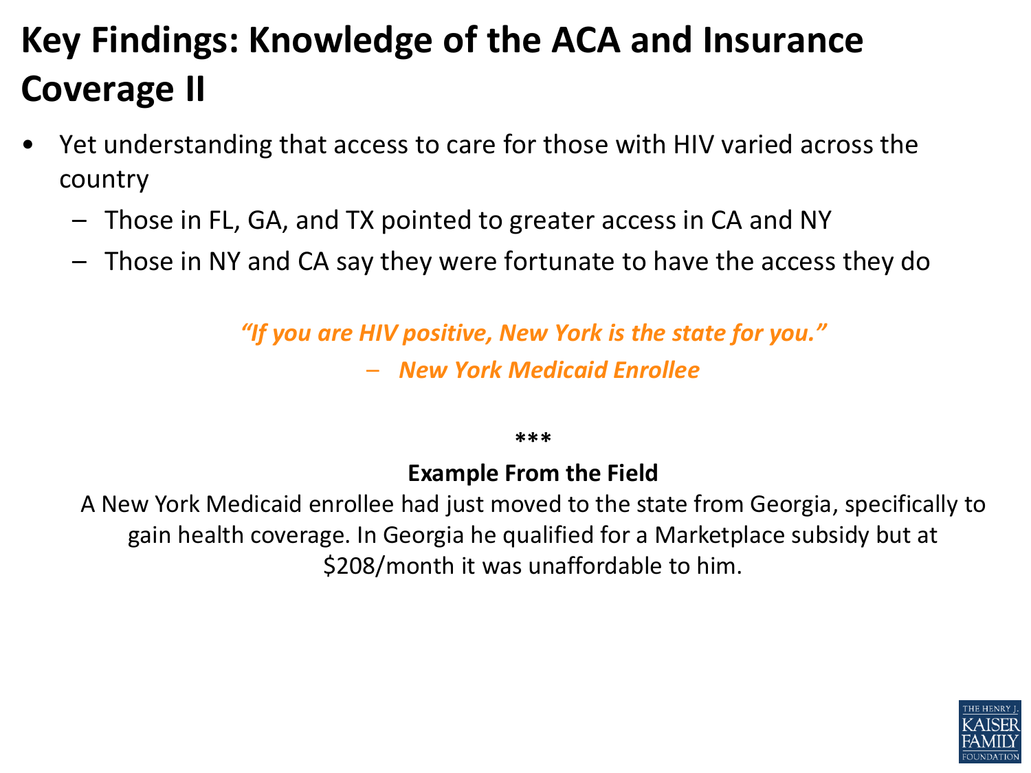# Key Findings: Knowledge of the ACA and Insurance Coverage II

- Yet understanding that access to care for those with HIV varied across the country
  - Those in FL, GA, and TX pointed to greater access in CA and NY
  - Those in NY and CA say they were fortunate to have the access they do

*"If you are HIV positive, New York is the state for you."*

*– New York Medicaid Enrollee*

***

**Example From the Field**

A New York Medicaid enrollee had just moved to the state from Georgia, specifically to gain health coverage. In Georgia he qualified for a Marketplace subsidy but at $208/month it was unaffordable to him.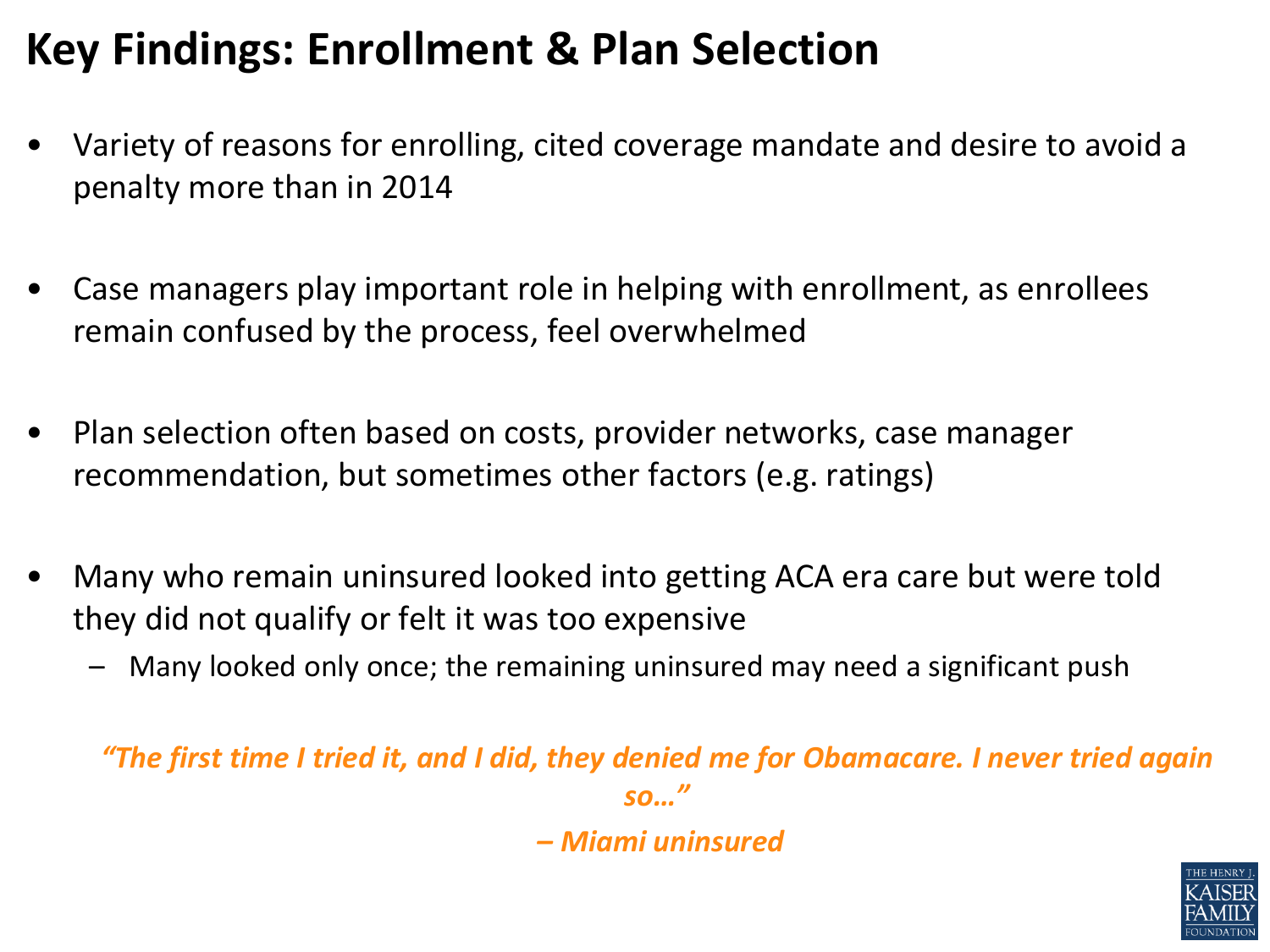# Key Findings: Enrollment & Plan Selection

- Variety of reasons for enrolling, cited coverage mandate and desire to avoid a penalty more than in 2014
- Case managers play important role in helping with enrollment, as enrollees remain confused by the process, feel overwhelmed
- Plan selection often based on costs, provider networks, case manager recommendation, but sometimes other factors (e.g. ratings)
- Many who remain uninsured looked into getting ACA era care but were told they did not qualify or felt it was too expensive
  - Many looked only once; the remaining uninsured may need a significant push

***"The first time I tried it, and I did, they denied me for Obamacare. I never tried again so…"***

***– Miami uninsured***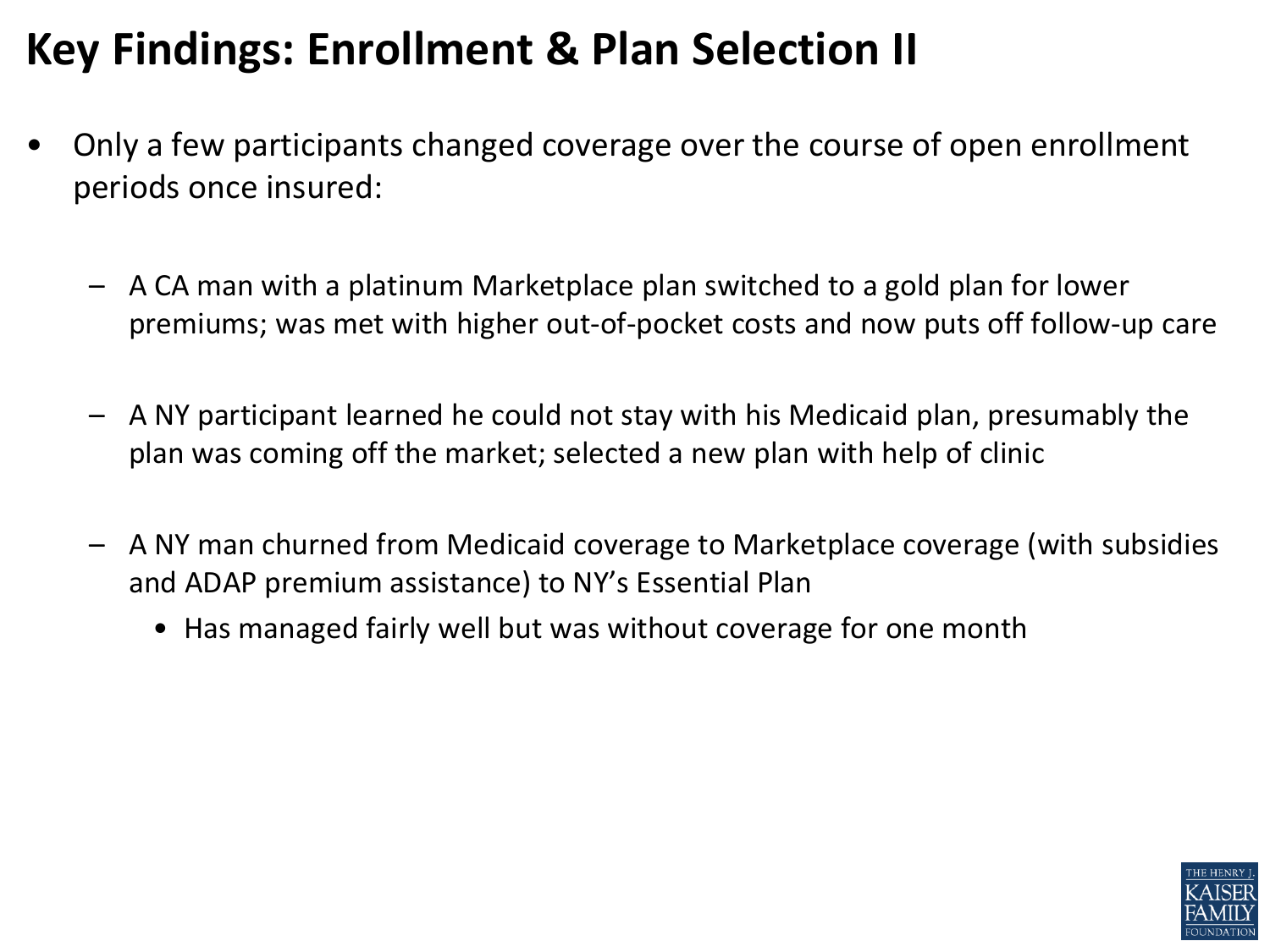# Key Findings: Enrollment & Plan Selection II

- Only a few participants changed coverage over the course of open enrollment periods once insured:
  - A CA man with a platinum Marketplace plan switched to a gold plan for lower premiums; was met with higher out-of-pocket costs and now puts off follow-up care
  - A NY participant learned he could not stay with his Medicaid plan, presumably the plan was coming off the market; selected a new plan with help of clinic
  - A NY man churned from Medicaid coverage to Marketplace coverage (with subsidies and ADAP premium assistance) to NY's Essential Plan
    - Has managed fairly well but was without coverage for one month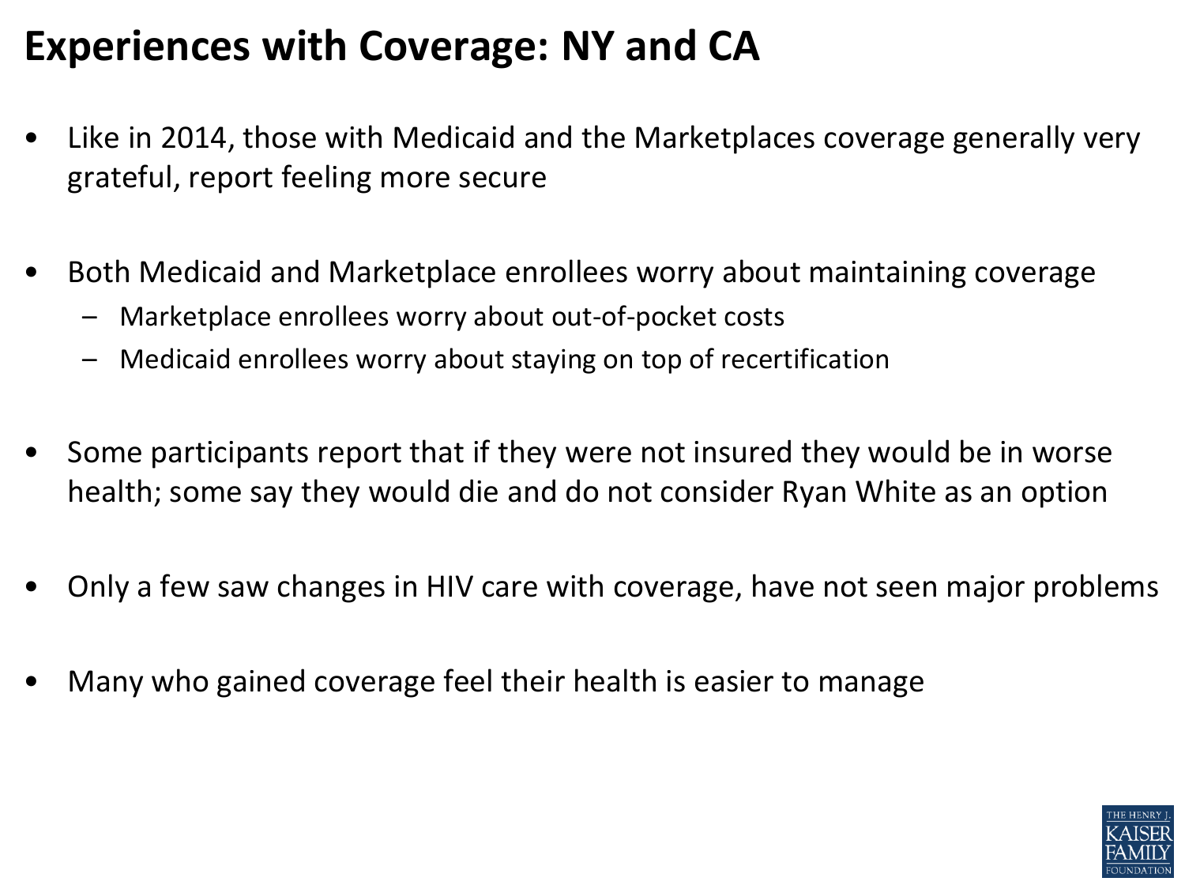# Experiences with Coverage: NY and CA

- Like in 2014, those with Medicaid and the Marketplaces coverage generally very grateful, report feeling more secure
- Both Medicaid and Marketplace enrollees worry about maintaining coverage
  - Marketplace enrollees worry about out-of-pocket costs
  - Medicaid enrollees worry about staying on top of recertification
- Some participants report that if they were not insured they would be in worse health; some say they would die and do not consider Ryan White as an option
- Only a few saw changes in HIV care with coverage, have not seen major problems
- Many who gained coverage feel their health is easier to manage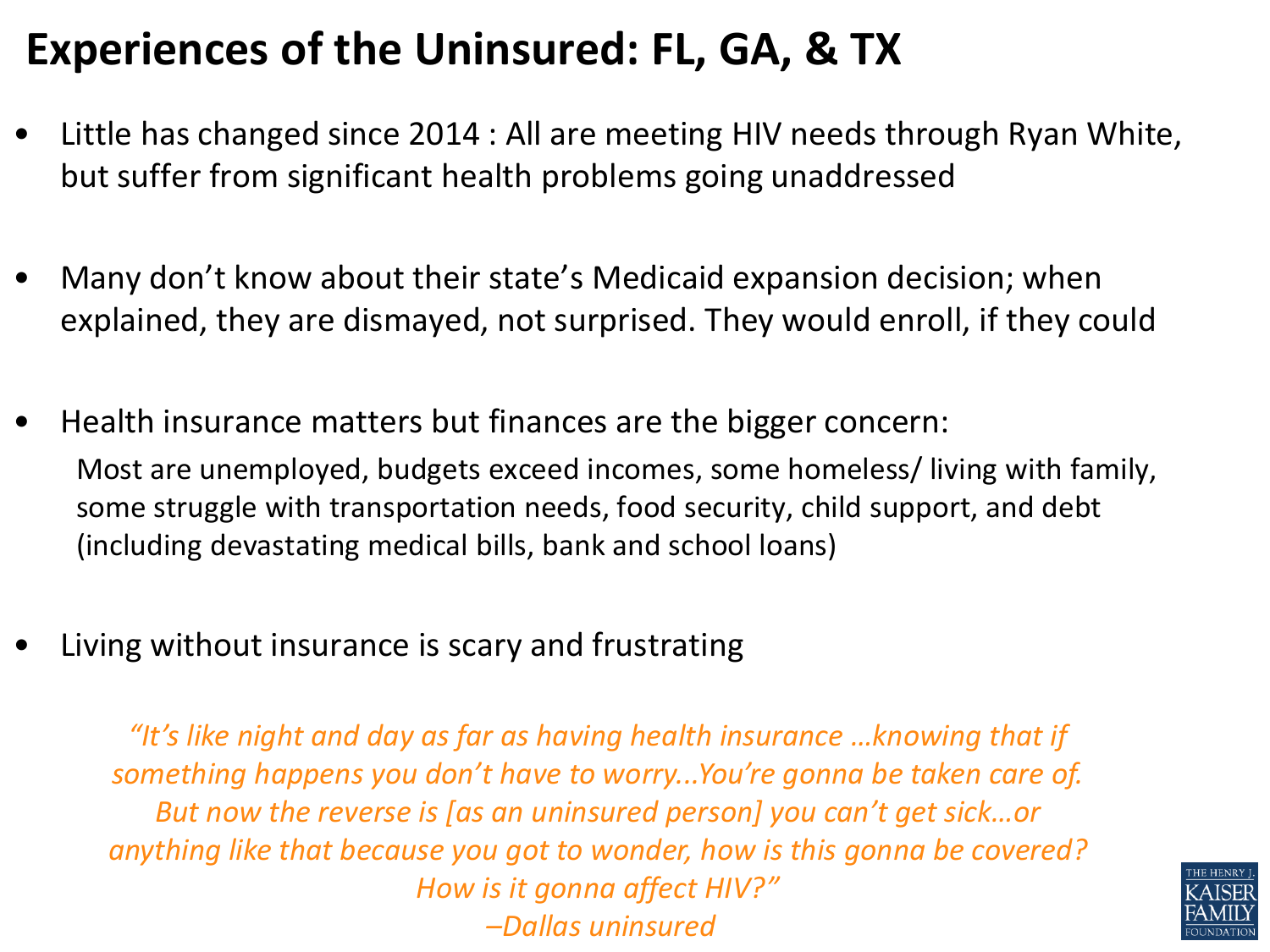# Experiences of the Uninsured: FL, GA, & TX

- Little has changed since 2014 : All are meeting HIV needs through Ryan White, but suffer from significant health problems going unaddressed

- Many don't know about their state's Medicaid expansion decision; when explained, they are dismayed, not surprised. They would enroll, if they could

- Health insurance matters but finances are the bigger concern:

  Most are unemployed, budgets exceed incomes, some homeless/ living with family, some struggle with transportation needs, food security, child support, and debt (including devastating medical bills, bank and school loans)

- Living without insurance is scary and frustrating

*"It's like night and day as far as having health insurance …knowing that if something happens you don't have to worry...You're gonna be taken care of. But now the reverse is [as an uninsured person] you can't get sick…or anything like that because you got to wonder, how is this gonna be covered? How is it gonna affect HIV?"*
*–Dallas uninsured*

THE HENRY J. KAISER FAMILY FOUNDATION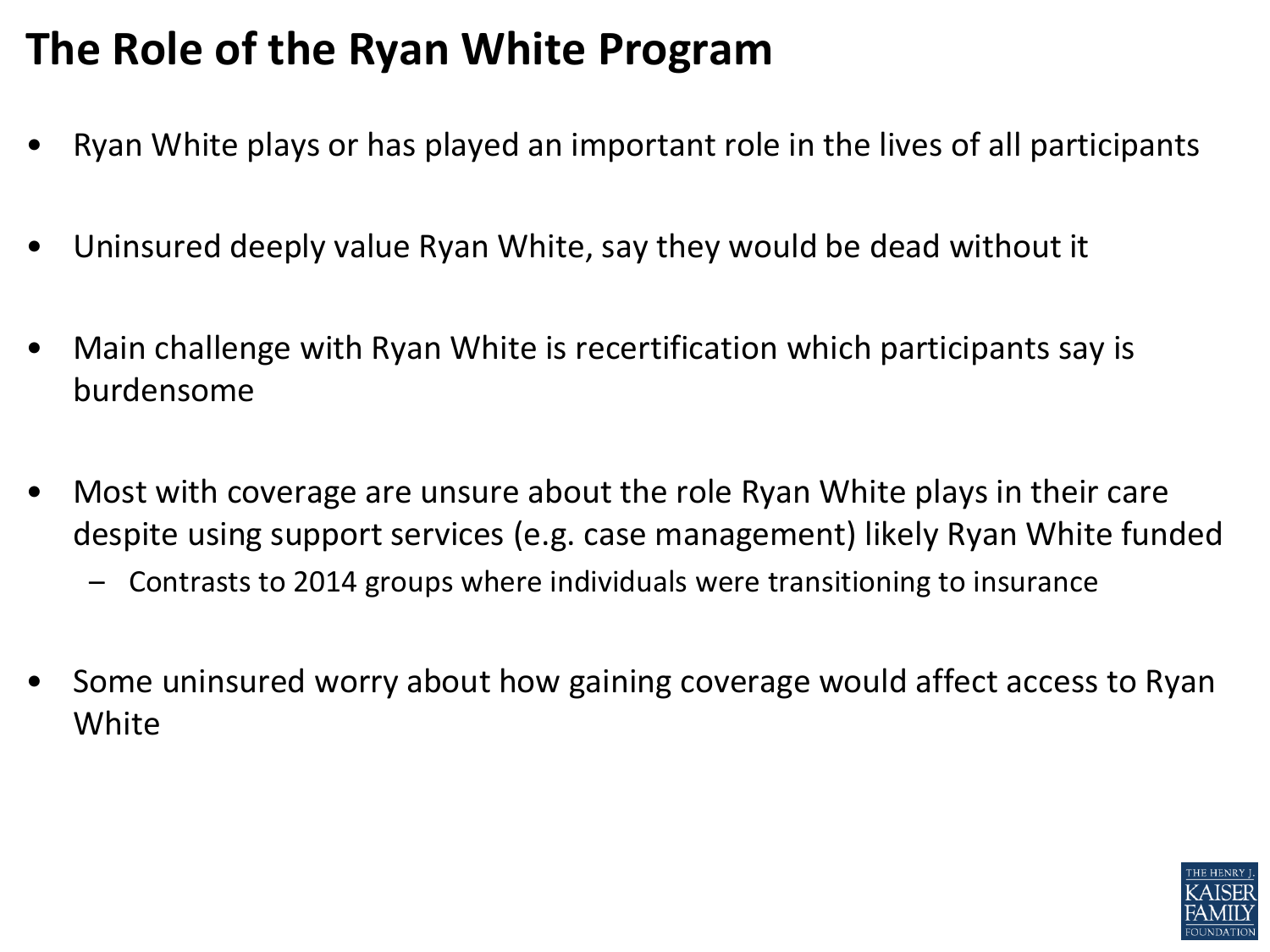# The Role of the Ryan White Program

- Ryan White plays or has played an important role in the lives of all participants
- Uninsured deeply value Ryan White, say they would be dead without it
- Main challenge with Ryan White is recertification which participants say is burdensome
- Most with coverage are unsure about the role Ryan White plays in their care despite using support services (e.g. case management) likely Ryan White funded
  - Contrasts to 2014 groups where individuals were transitioning to insurance
- Some uninsured worry about how gaining coverage would affect access to Ryan White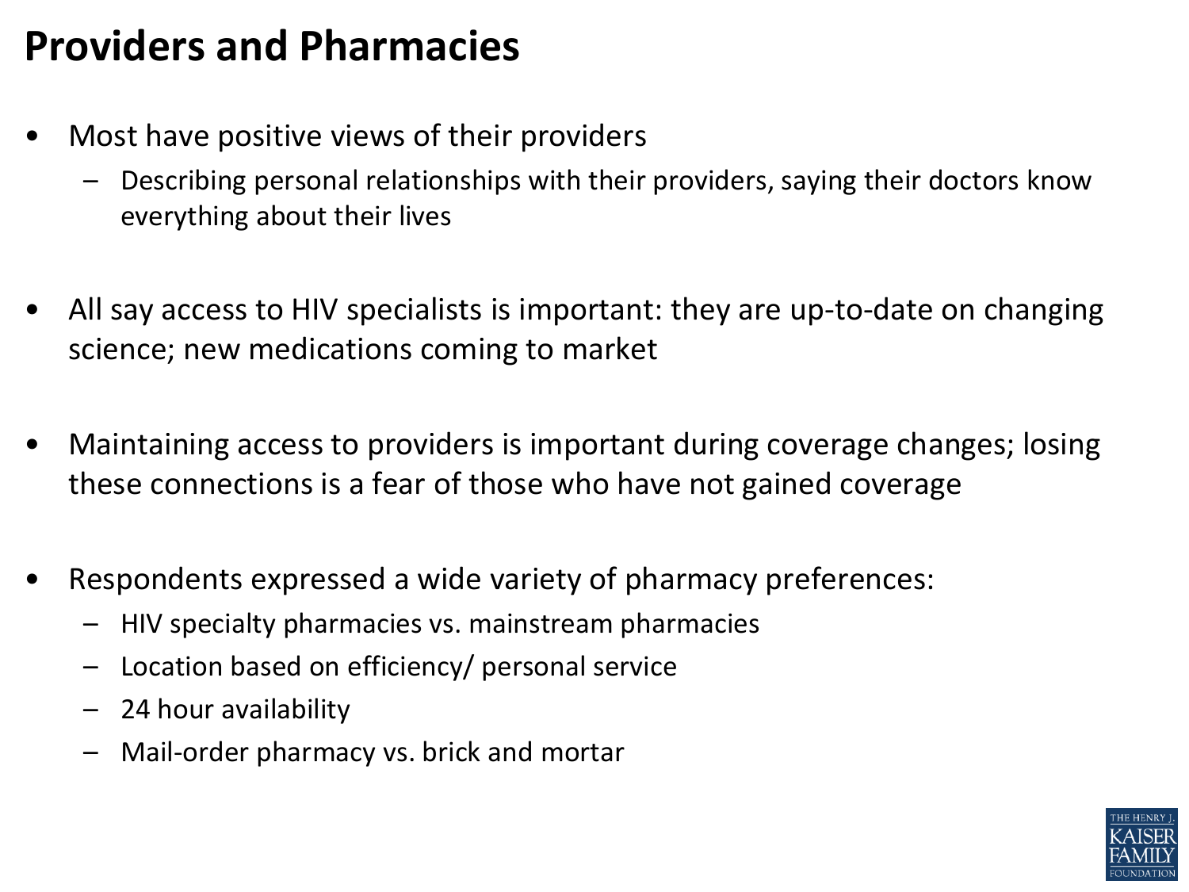# Providers and Pharmacies

- Most have positive views of their providers
  - Describing personal relationships with their providers, saying their doctors know everything about their lives

- All say access to HIV specialists is important: they are up-to-date on changing science; new medications coming to market

- Maintaining access to providers is important during coverage changes; losing these connections is a fear of those who have not gained coverage

- Respondents expressed a wide variety of pharmacy preferences:
  - HIV specialty pharmacies vs. mainstream pharmacies
  - Location based on efficiency/ personal service
  - 24 hour availability
  - Mail-order pharmacy vs. brick and mortar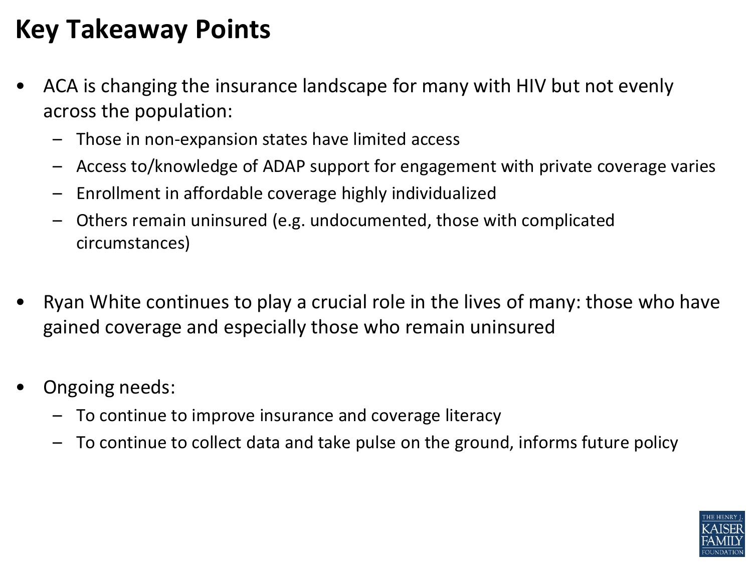# Key Takeaway Points

- ACA is changing the insurance landscape for many with HIV but not evenly across the population:
  - Those in non-expansion states have limited access
  - Access to/knowledge of ADAP support for engagement with private coverage varies
  - Enrollment in affordable coverage highly individualized
  - Others remain uninsured (e.g. undocumented, those with complicated circumstances)

- Ryan White continues to play a crucial role in the lives of many: those who have gained coverage and especially those who remain uninsured

- Ongoing needs:
  - To continue to improve insurance and coverage literacy
  - To continue to collect data and take pulse on the ground, informs future policy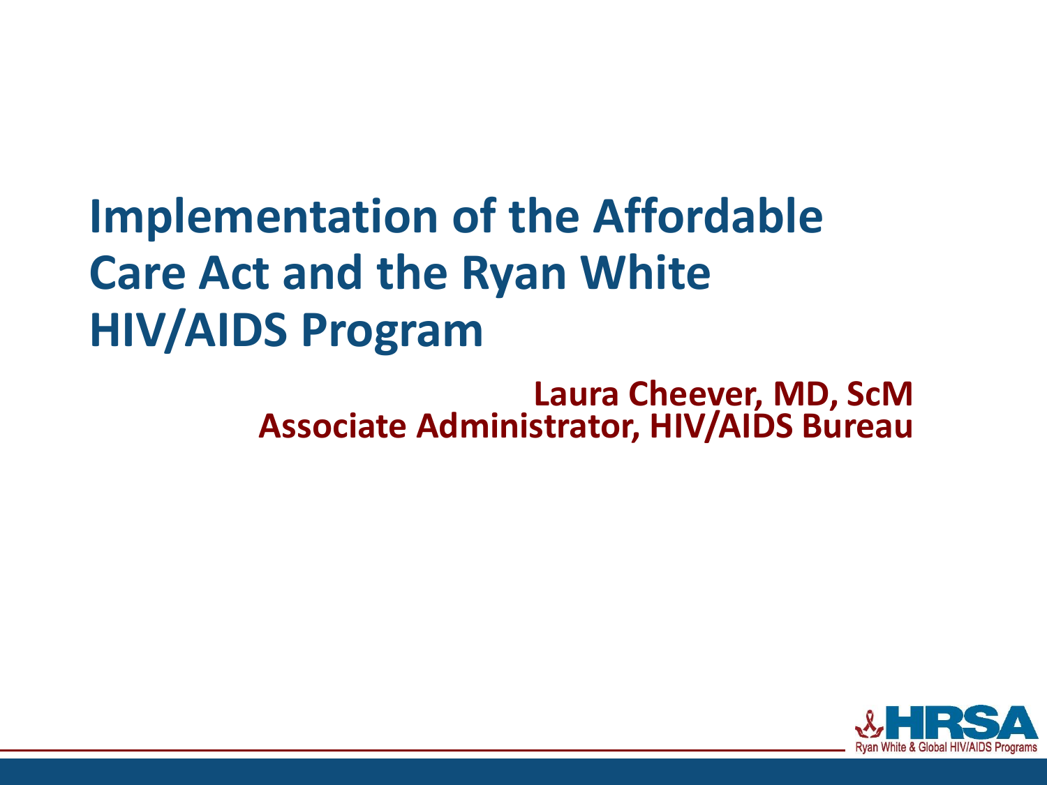# Implementation of the Affordable Care Act and the Ryan White HIV/AIDS Program

**Laura Cheever, MD, ScM**
**Associate Administrator, HIV/AIDS Bureau**

HRSA
Ryan White & Global HIV/AIDS Programs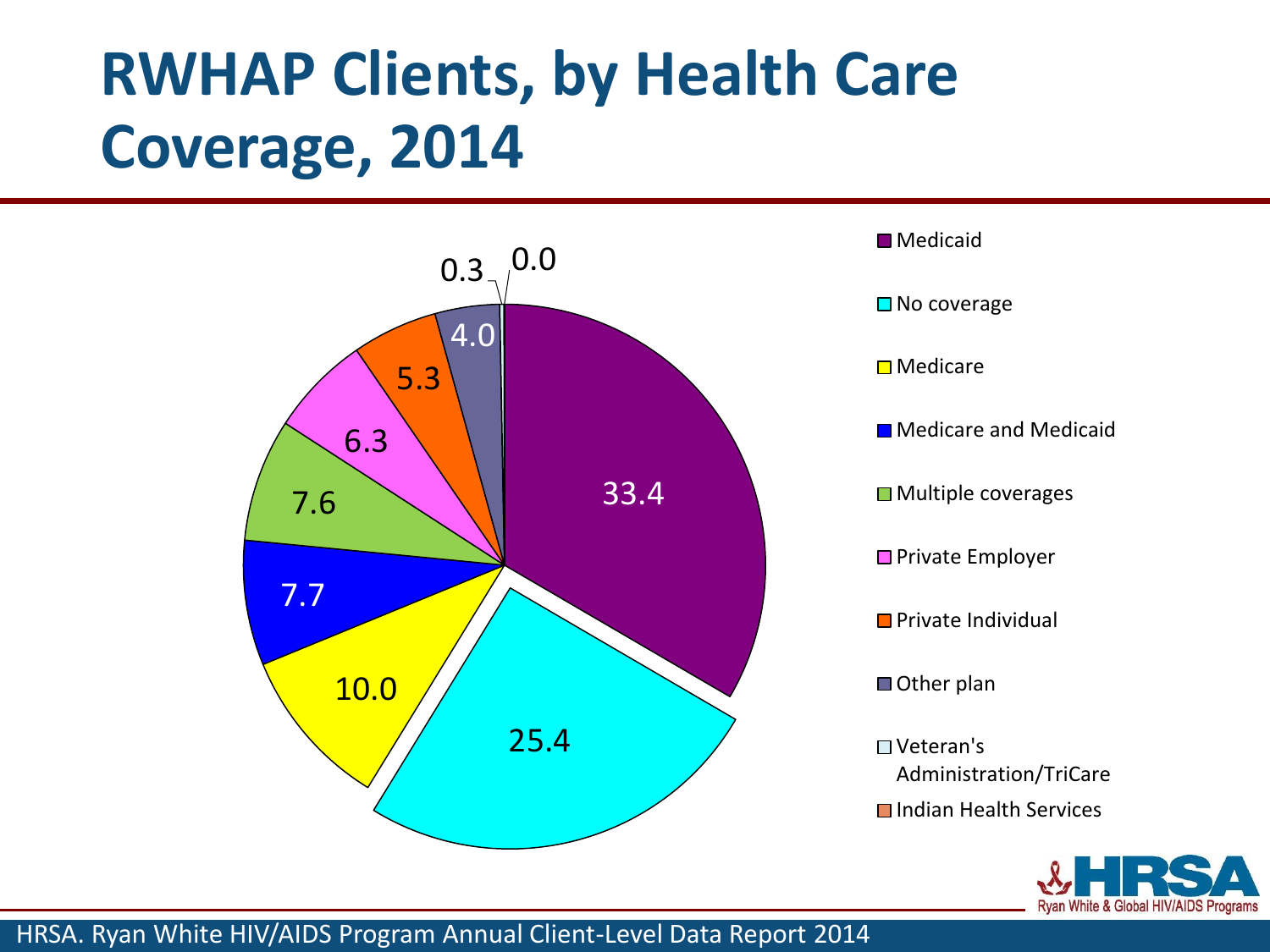# RWHAP Clients, by Health Care Coverage, 2014

| Health Care Coverage | Percentage |
| --- | --- |
| Medicaid | 33.4 |
| No coverage | 25.4 |
| Medicare | 10.0 |
| Medicare and Medicaid | 7.7 |
| Multiple coverages | 7.6 |
| Private Employer | 6.3 |
| Private Individual | 5.3 |
| Other plan | 4.0 |
| Veteran's Administration/TriCare | 0.3 |
| Indian Health Services | 0.0 |

HRSA. Ryan White HIV/AIDS Program Annual Client-Level Data Report 2014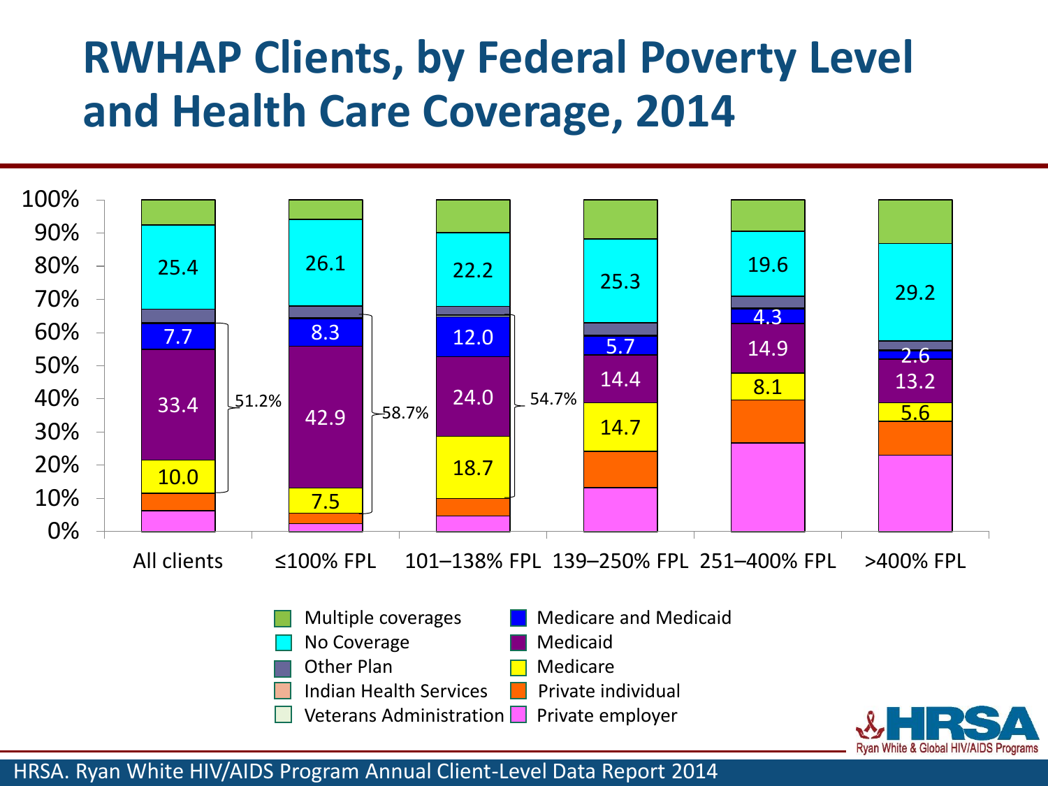# RWHAP Clients, by Federal Poverty Level and Health Care Coverage, 2014

| Coverage | All clients | ≤100% FPL | 101–138% FPL | 139–250% FPL | 251–400% FPL | >400% FPL |
|---|---|---|---|---|---|---|
| No Coverage | 25.4 | 26.1 | 22.2 | 25.3 | 19.6 | 29.2 |
| Medicare and Medicaid | 7.7 | 8.3 | 12.0 | 5.7 | 4.3 | 2.6 |
| Medicaid | 33.4 | 42.9 | 24.0 | 14.4 | 14.9 | 13.2 |
| Medicare | 10.0 | 7.5 | 18.7 | 14.7 | 8.1 | 5.6 |
| Medicare + Medicaid + Medicare and Medicaid | 51.2% | 58.7% | 54.7% | | | |

Legend: Multiple coverages; No Coverage; Other Plan; Indian Health Services; Veterans Administration; Medicare and Medicaid; Medicaid; Medicare; Private individual; Private employer

HRSA. Ryan White HIV/AIDS Program Annual Client-Level Data Report 2014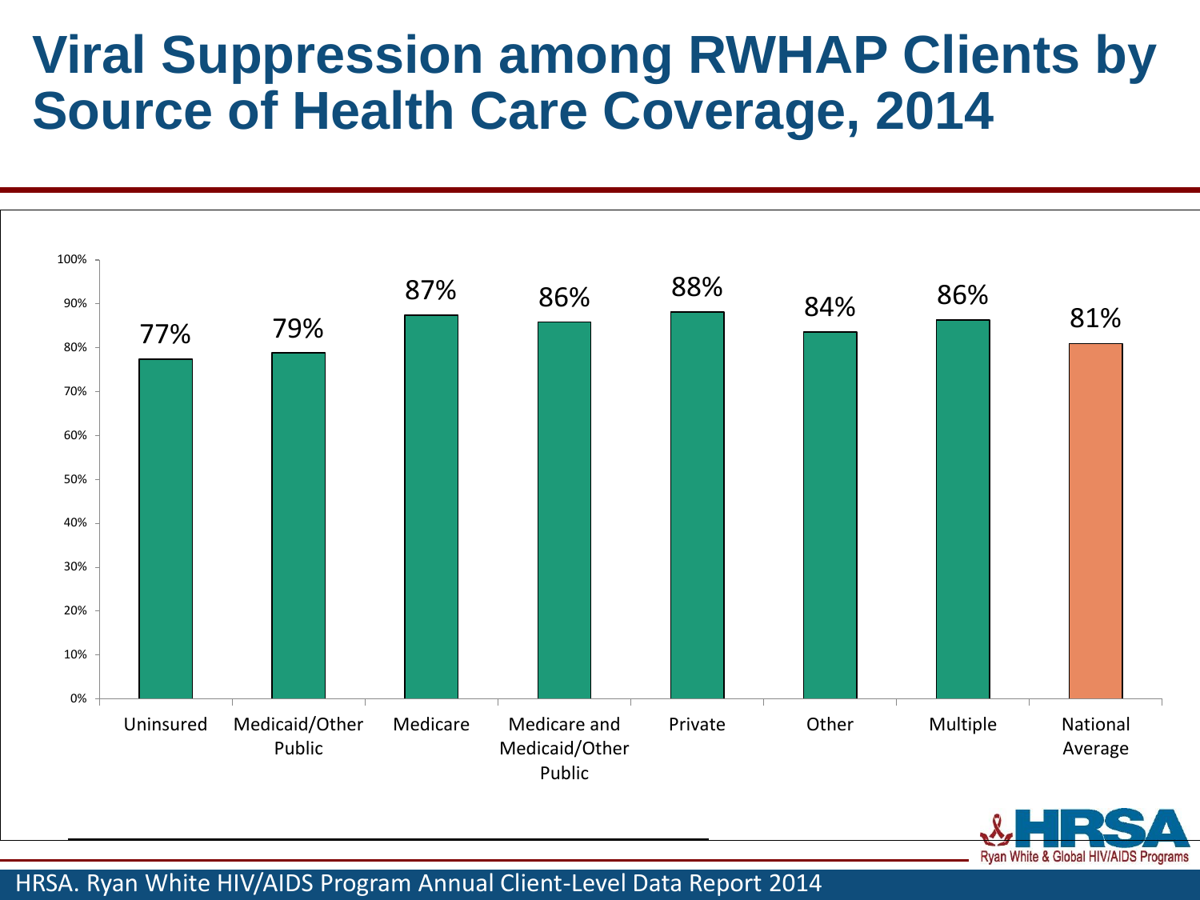# Viral Suppression among RWHAP Clients by Source of Health Care Coverage, 2014

| Source of Health Care Coverage | Viral Suppression |
| --- | --- |
| Uninsured | 77% |
| Medicaid/Other Public | 79% |
| Medicare | 87% |
| Medicare and Medicaid/Other Public | 86% |
| Private | 88% |
| Other | 84% |
| Multiple | 86% |
| National Average | 81% |

HRSA. Ryan White HIV/AIDS Program Annual Client-Level Data Report 2014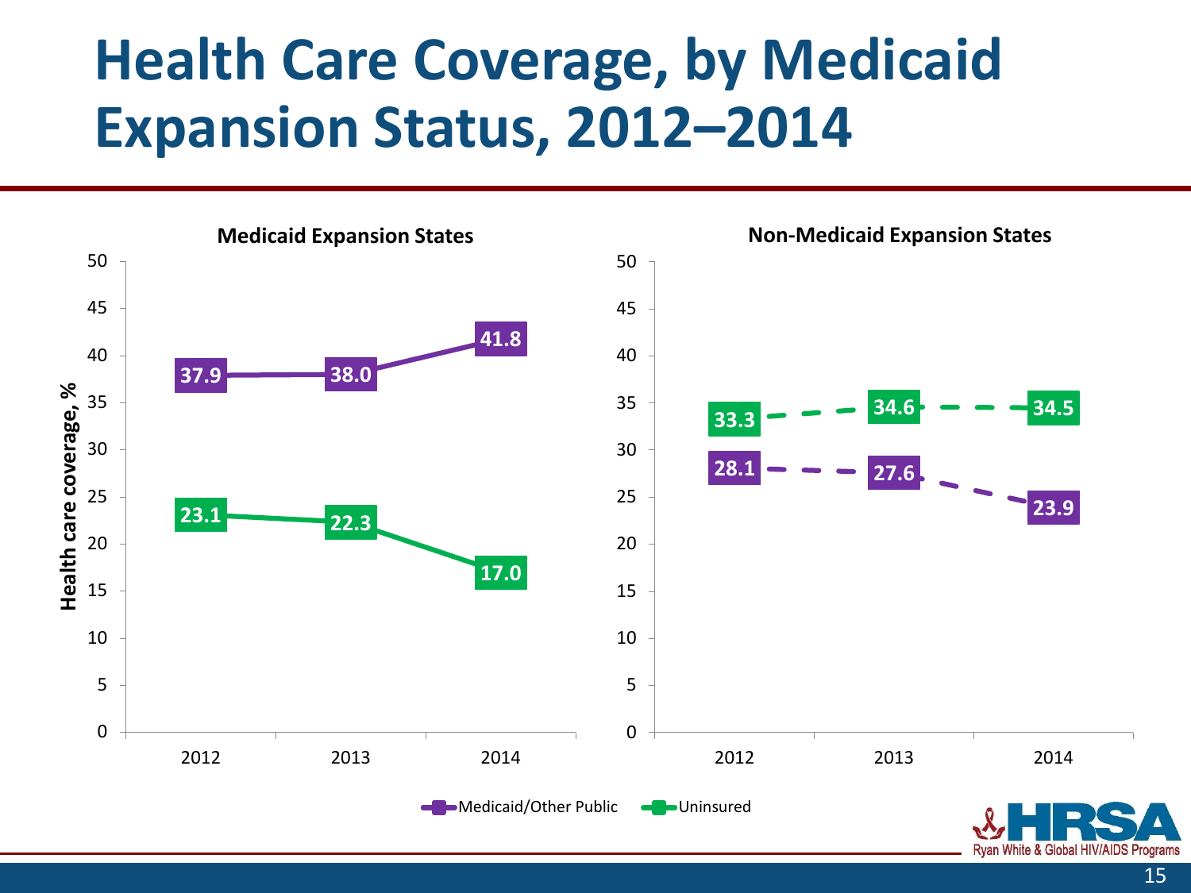# Health Care Coverage, by Medicaid Expansion Status, 2012–2014

**Medicaid Expansion States**

Health care coverage, %

0
5
10
15
20
25
30
35
40
45
50

2012
2013
2014

37.9
38.0
41.8

23.1
22.3
17.0

**Non-Medicaid Expansion States**

0
5
10
15
20
25
30
35
40
45
50

2012
2013
2014

33.3
34.6
34.5

28.1
27.6
23.9

Medicaid/Other Public
Uninsured

HRSA
Ryan White & Global HIV/AIDS Programs